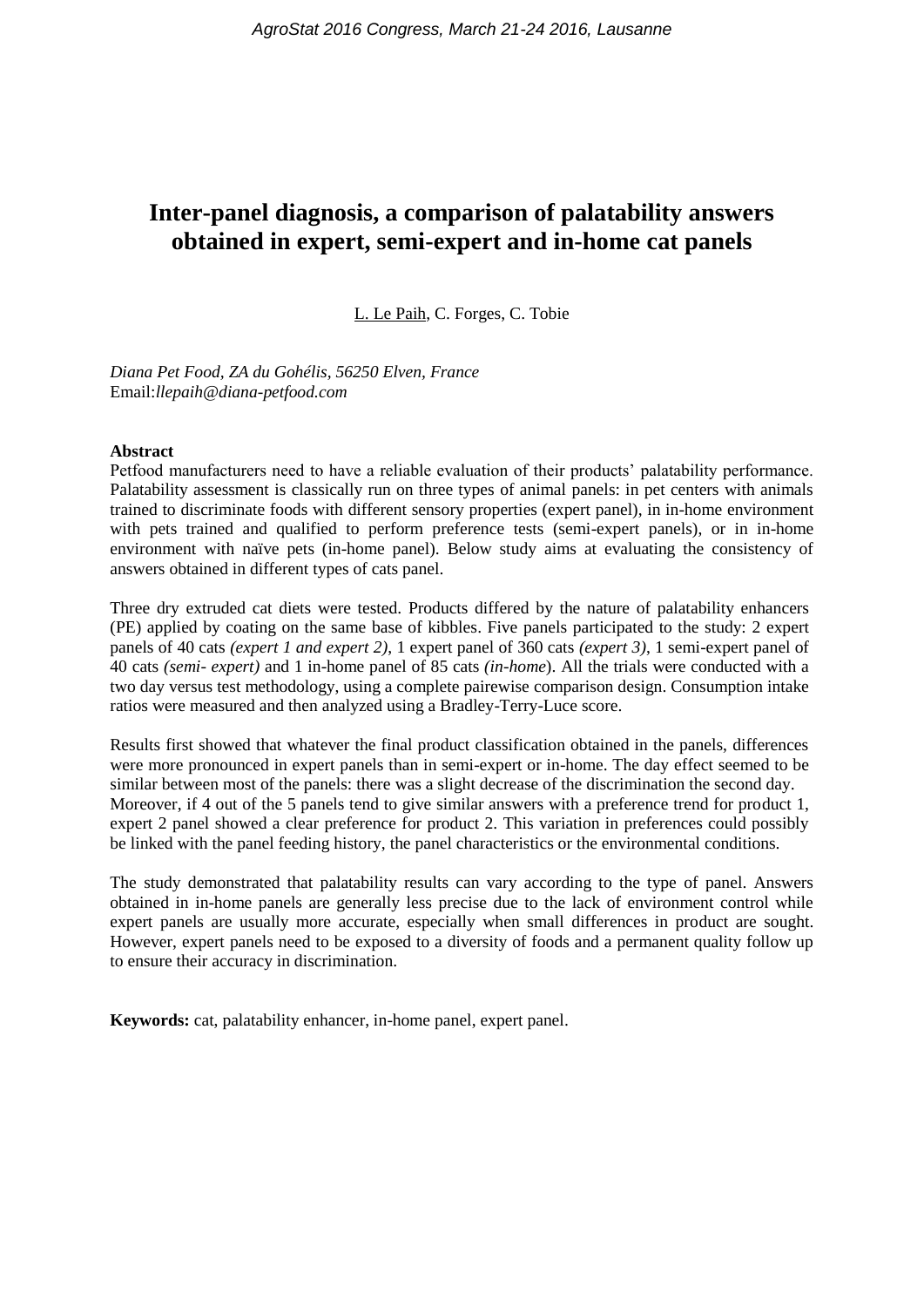# Inter-panel diagnosis, a comparison of palatability answers obtained in expert, semi-expert and in-home cat panels

L. Le Paih, C. Forges, C. Tobie

*Diana Pet Food, ZA du Gohélis, 56250 Elven, France*
Email:*llepaih@diana-petfood.com*

**Abstract**

Petfood manufacturers need to have a reliable evaluation of their products' palatability performance. Palatability assessment is classically run on three types of animal panels: in pet centers with animals trained to discriminate foods with different sensory properties (expert panel), in in-home environment with pets trained and qualified to perform preference tests (semi-expert panels), or in in-home environment with naïve pets (in-home panel). Below study aims at evaluating the consistency of answers obtained in different types of cats panel.

Three dry extruded cat diets were tested. Products differed by the nature of palatability enhancers (PE) applied by coating on the same base of kibbles. Five panels participated to the study: 2 expert panels of 40 cats *(expert 1 and expert 2)*, 1 expert panel of 360 cats *(expert 3)*, 1 semi-expert panel of 40 cats *(semi- expert)* and 1 in-home panel of 85 cats *(in-home)*. All the trials were conducted with a two day versus test methodology, using a complete pairewise comparison design. Consumption intake ratios were measured and then analyzed using a Bradley-Terry-Luce score.

Results first showed that whatever the final product classification obtained in the panels, differences were more pronounced in expert panels than in semi-expert or in-home. The day effect seemed to be similar between most of the panels: there was a slight decrease of the discrimination the second day. Moreover, if 4 out of the 5 panels tend to give similar answers with a preference trend for product 1, expert 2 panel showed a clear preference for product 2. This variation in preferences could possibly be linked with the panel feeding history, the panel characteristics or the environmental conditions.

The study demonstrated that palatability results can vary according to the type of panel. Answers obtained in in-home panels are generally less precise due to the lack of environment control while expert panels are usually more accurate, especially when small differences in product are sought. However, expert panels need to be exposed to a diversity of foods and a permanent quality follow up to ensure their accuracy in discrimination.

**Keywords:** cat, palatability enhancer, in-home panel, expert panel.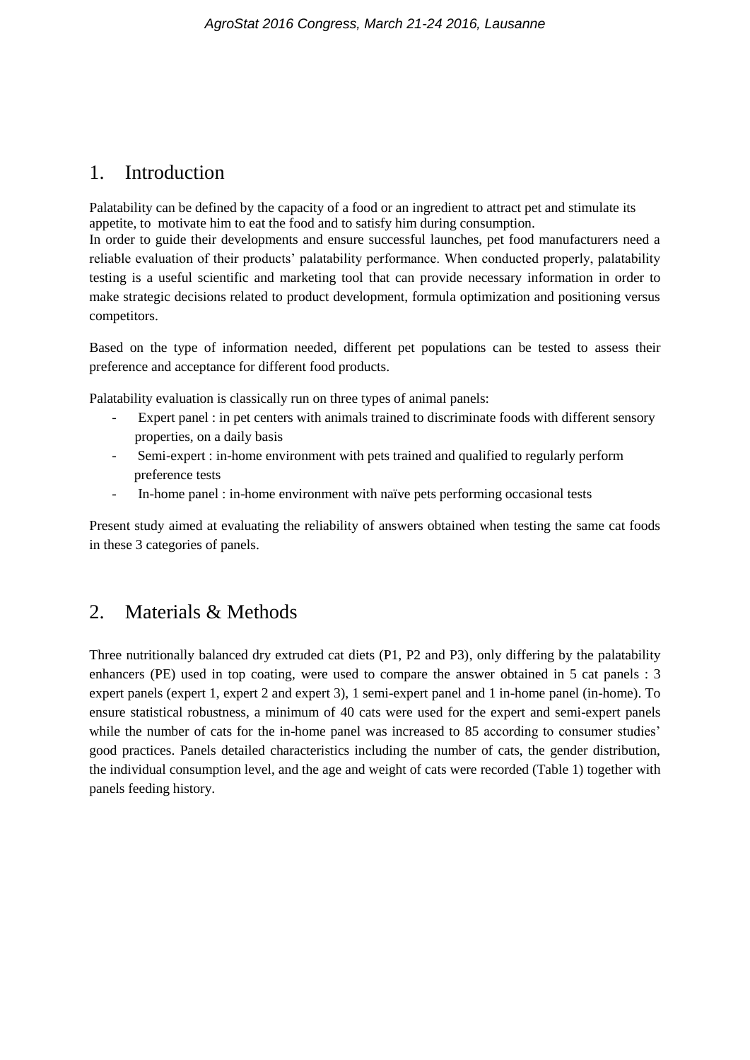## 1. Introduction

Palatability can be defined by the capacity of a food or an ingredient to attract pet and stimulate its appetite, to motivate him to eat the food and to satisfy him during consumption.
In order to guide their developments and ensure successful launches, pet food manufacturers need a reliable evaluation of their products' palatability performance. When conducted properly, palatability testing is a useful scientific and marketing tool that can provide necessary information in order to make strategic decisions related to product development, formula optimization and positioning versus competitors.

Based on the type of information needed, different pet populations can be tested to assess their preference and acceptance for different food products.

Palatability evaluation is classically run on three types of animal panels:

- Expert panel : in pet centers with animals trained to discriminate foods with different sensory properties, on a daily basis
- Semi-expert : in-home environment with pets trained and qualified to regularly perform preference tests
- In-home panel : in-home environment with naïve pets performing occasional tests

Present study aimed at evaluating the reliability of answers obtained when testing the same cat foods in these 3 categories of panels.

## 2. Materials & Methods

Three nutritionally balanced dry extruded cat diets (P1, P2 and P3), only differing by the palatability enhancers (PE) used in top coating, were used to compare the answer obtained in 5 cat panels : 3 expert panels (expert 1, expert 2 and expert 3), 1 semi-expert panel and 1 in-home panel (in-home). To ensure statistical robustness, a minimum of 40 cats were used for the expert and semi-expert panels while the number of cats for the in-home panel was increased to 85 according to consumer studies' good practices. Panels detailed characteristics including the number of cats, the gender distribution, the individual consumption level, and the age and weight of cats were recorded (Table 1) together with panels feeding history.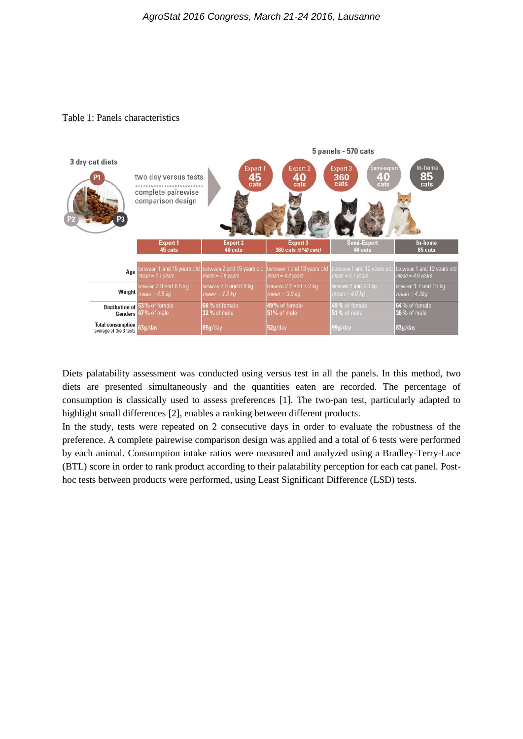Table 1: Panels characteristics

3 dry cat diets

P1, P2, P3

two day versus tests

complete pairewise comparison design

5 panels - 570 cats

| | Expert 1 45 cats | Expert 2 40 cats | Expert 3 360 cats (9*40 cats) | Semi-Expert 40 cats | In-home 85 cats |
|---|---|---|---|---|---|
| Age | between 1 and 15 years old *mean = 7.1 years* | between 2 and 15 years old *mean = 7.9 years* | between 1 and 13 years old *mean = 4.3 years* | between 1 and 12 years old *mean = 5.1 years* | between 1 and 12 years old *mean = 4.9 years* |
| Weight | between 2.9 and 6.5 kg *mean = 4.5 kg* | between 2.6 and 6.9 kg *mean = 4.3 kg* | between 2.1 and 7.2 kg *mean = 3.9 kg* | between 2 and 7.3 kg *mean = 4.0 kg* | between 1.7 and 15 kg *mean = 4.3kg* |
| Distibution of Genders | 53% of female 47% of male | 68 % of female 32 % of male | 49% of female 51% of male | 49 % of female 51 % of male | 64 % of female 36 % of male |
| Total consumption average of the 3 tests | 63g/day | 85g/day | 52g/day | 99g/day | 83g/day |

Diets palatability assessment was conducted using versus test in all the panels. In this method, two diets are presented simultaneously and the quantities eaten are recorded. The percentage of consumption is classically used to assess preferences [1]. The two-pan test, particularly adapted to highlight small differences [2], enables a ranking between different products.

In the study, tests were repeated on 2 consecutive days in order to evaluate the robustness of the preference. A complete pairewise comparison design was applied and a total of 6 tests were performed by each animal. Consumption intake ratios were measured and analyzed using a Bradley-Terry-Luce (BTL) score in order to rank product according to their palatability perception for each cat panel. Post-hoc tests between products were performed, using Least Significant Difference (LSD) tests.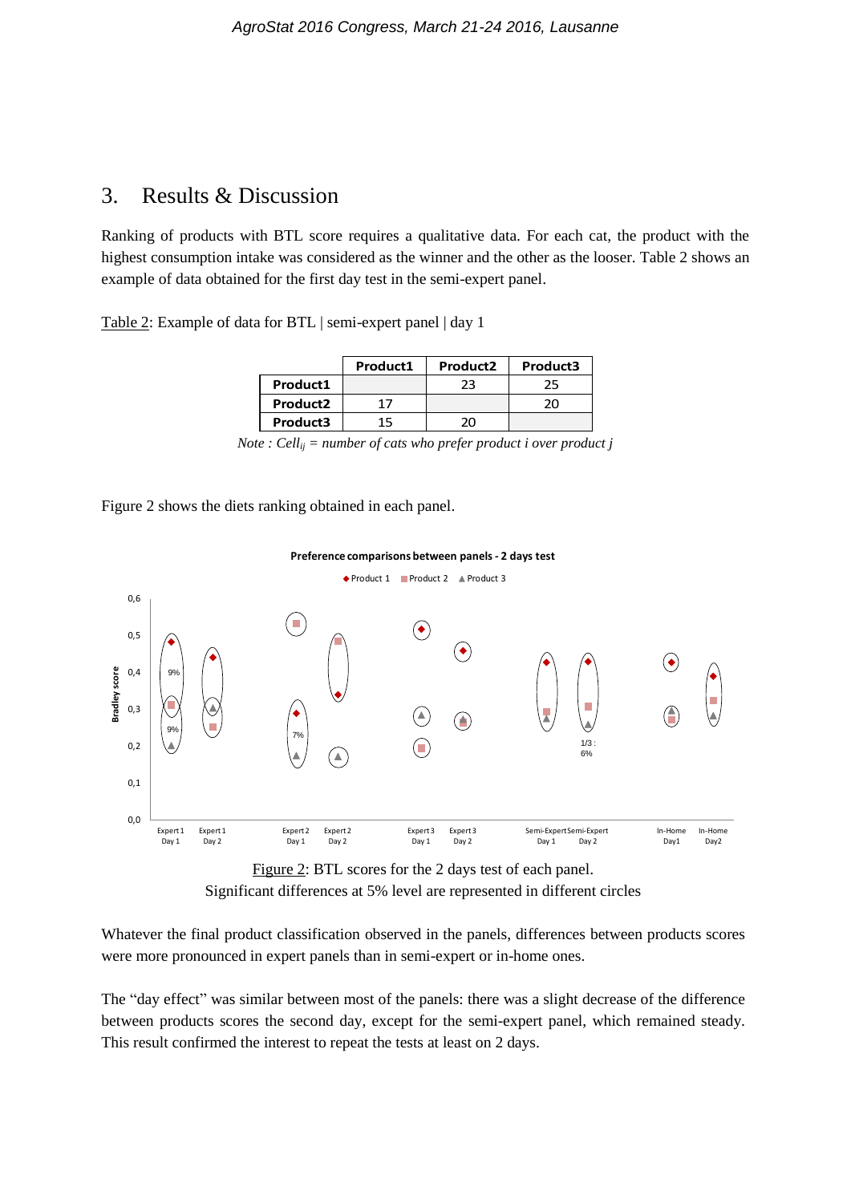## 3. Results & Discussion

Ranking of products with BTL score requires a qualitative data. For each cat, the product with the highest consumption intake was considered as the winner and the other as the looser. Table 2 shows an example of data obtained for the first day test in the semi-expert panel.

Table 2: Example of data for BTL | semi-expert panel | day 1

| | Product1 | Product2 | Product3 |
|---|---|---|---|
| **Product1** | | 23 | 25 |
| **Product2** | 17 | | 20 |
| **Product3** | 15 | 20 | |

*Note : $Cell_{ij}$ = number of cats who prefer product i over product j*

Figure 2 shows the diets ranking obtained in each panel.

Figure 2: BTL scores for the 2 days test of each panel.
Significant differences at 5% level are represented in different circles

Whatever the final product classification observed in the panels, differences between products scores were more pronounced in expert panels than in semi-expert or in-home ones.

The "day effect" was similar between most of the panels: there was a slight decrease of the difference between products scores the second day, except for the semi-expert panel, which remained steady. This result confirmed the interest to repeat the tests at least on 2 days.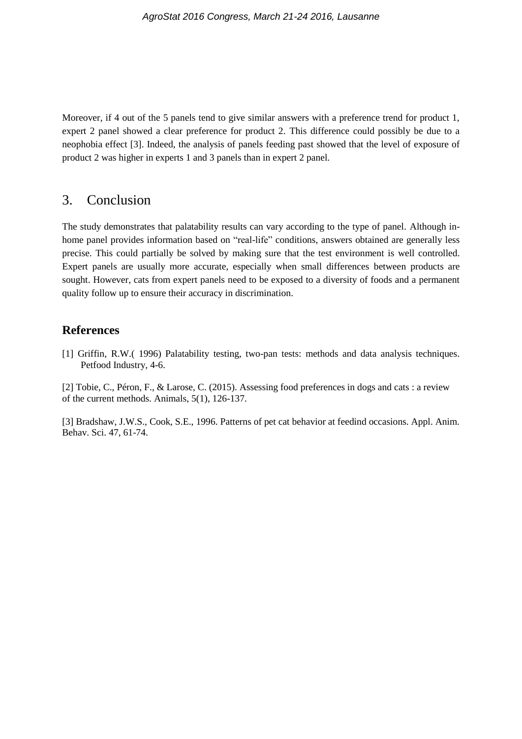Moreover, if 4 out of the 5 panels tend to give similar answers with a preference trend for product 1, expert 2 panel showed a clear preference for product 2. This difference could possibly be due to a neophobia effect [3]. Indeed, the analysis of panels feeding past showed that the level of exposure of product 2 was higher in experts 1 and 3 panels than in expert 2 panel.

## 3. Conclusion

The study demonstrates that palatability results can vary according to the type of panel. Although in-home panel provides information based on "real-life" conditions, answers obtained are generally less precise. This could partially be solved by making sure that the test environment is well controlled. Expert panels are usually more accurate, especially when small differences between products are sought. However, cats from expert panels need to be exposed to a diversity of foods and a permanent quality follow up to ensure their accuracy in discrimination.

## References

[1] Griffin, R.W.( 1996) Palatability testing, two-pan tests: methods and data analysis techniques. Petfood Industry, 4-6.

[2] Tobie, C., Péron, F., & Larose, C. (2015). Assessing food preferences in dogs and cats : a review of the current methods. Animals, 5(1), 126-137.

[3] Bradshaw, J.W.S., Cook, S.E., 1996. Patterns of pet cat behavior at feedind occasions. Appl. Anim. Behav. Sci. 47, 61-74.